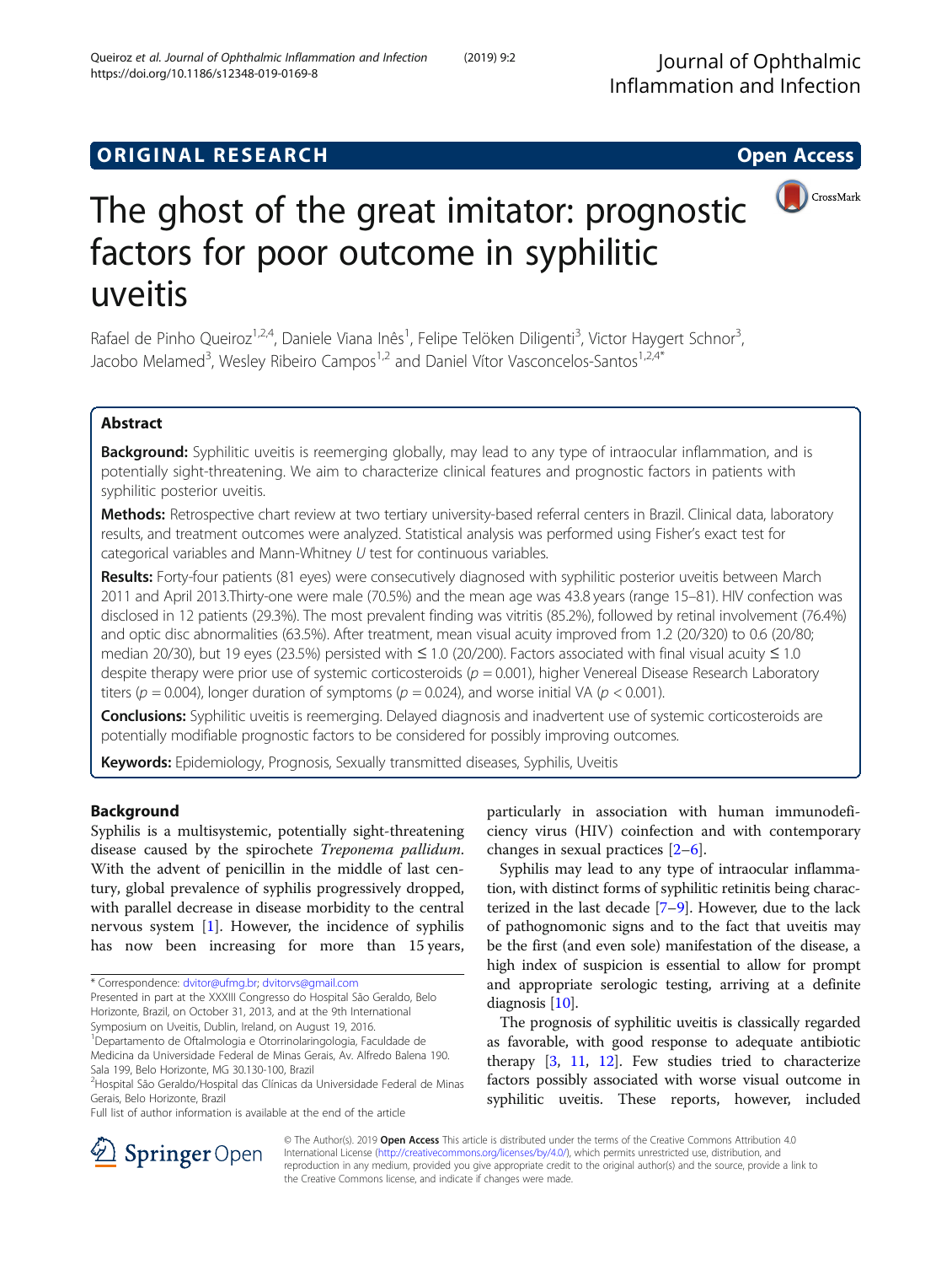ORIGINAL RESEARCH Open Access

# The ghost of the great imitator: prognostic factors for poor outcome in syphilitic uveitis

Rafael de Pinho Queiroz[1,2,4], Daniele Viana Inês[1], Felipe Telöken Diligenti[3], Victor Haygert Schnor[3], Jacobo Melamed[3], Wesley Ribeiro Campos[1,2] and Daniel Vítor Vasconcelos-Santos[1,2,4*]

## Abstract

**Background:** Syphilitic uveitis is reemerging globally, may lead to any type of intraocular inflammation, and is potentially sight-threatening. We aim to characterize clinical features and prognostic factors in patients with syphilitic posterior uveitis.

**Methods:** Retrospective chart review at two tertiary university-based referral centers in Brazil. Clinical data, laboratory results, and treatment outcomes were analyzed. Statistical analysis was performed using Fisher's exact test for categorical variables and Mann-Whitney $U$ test for continuous variables.

**Results:** Forty-four patients (81 eyes) were consecutively diagnosed with syphilitic posterior uveitis between March 2011 and April 2013.Thirty-one were male (70.5%) and the mean age was 43.8 years (range 15–81). HIV confection was disclosed in 12 patients (29.3%). The most prevalent finding was vitritis (85.2%), followed by retinal involvement (76.4%) and optic disc abnormalities (63.5%). After treatment, mean visual acuity improved from 1.2 (20/320) to 0.6 (20/80; median 20/30), but 19 eyes (23.5%) persisted with ≤ 1.0 (20/200). Factors associated with final visual acuity ≤ 1.0 despite therapy were prior use of systemic corticosteroids ($p = 0.001$), higher Venereal Disease Research Laboratory titers ($p = 0.004$), longer duration of symptoms ($p = 0.024$), and worse initial VA ($p < 0.001$).

**Conclusions:** Syphilitic uveitis is reemerging. Delayed diagnosis and inadvertent use of systemic corticosteroids are potentially modifiable prognostic factors to be considered for possibly improving outcomes.

**Keywords:** Epidemiology, Prognosis, Sexually transmitted diseases, Syphilis, Uveitis

## Background

Syphilis is a multisystemic, potentially sight-threatening disease caused by the spirochete *Treponema pallidum*. With the advent of penicillin in the middle of last century, global prevalence of syphilis progressively dropped, with parallel decrease in disease morbidity to the central nervous system [1]. However, the incidence of syphilis has now been increasing for more than 15 years, particularly in association with human immunodeficiency virus (HIV) coinfection and with contemporary changes in sexual practices [2–6].

Syphilis may lead to any type of intraocular inflammation, with distinct forms of syphilitic retinitis being characterized in the last decade [7–9]. However, due to the lack of pathognomonic signs and to the fact that uveitis may be the first (and even sole) manifestation of the disease, a high index of suspicion is essential to allow for prompt and appropriate serologic testing, arriving at a definite diagnosis [10].

The prognosis of syphilitic uveitis is classically regarded as favorable, with good response to adequate antibiotic therapy [3, 11, 12]. Few studies tried to characterize factors possibly associated with worse visual outcome in syphilitic uveitis. These reports, however, included

\* Correspondence: dvitor@ufmg.br; dvitorvs@gmail.com
Presented in part at the XXXIII Congresso do Hospital São Geraldo, Belo Horizonte, Brazil, on October 31, 2013, and at the 9th International Symposium on Uveitis, Dublin, Ireland, on August 19, 2016.
[1]Departamento de Oftalmologia e Otorrinolaringologia, Faculdade de Medicina da Universidade Federal de Minas Gerais, Av. Alfredo Balena 190. Sala 199, Belo Horizonte, MG 30.130-100, Brazil
[2]Hospital São Geraldo/Hospital das Clínicas da Universidade Federal de Minas Gerais, Belo Horizonte, Brazil
Full list of author information is available at the end of the article

© The Author(s). 2019 **Open Access** This article is distributed under the terms of the Creative Commons Attribution 4.0 International License (http://creativecommons.org/licenses/by/4.0/), which permits unrestricted use, distribution, and reproduction in any medium, provided you give appropriate credit to the original author(s) and the source, provide a link to the Creative Commons license, and indicate if changes were made.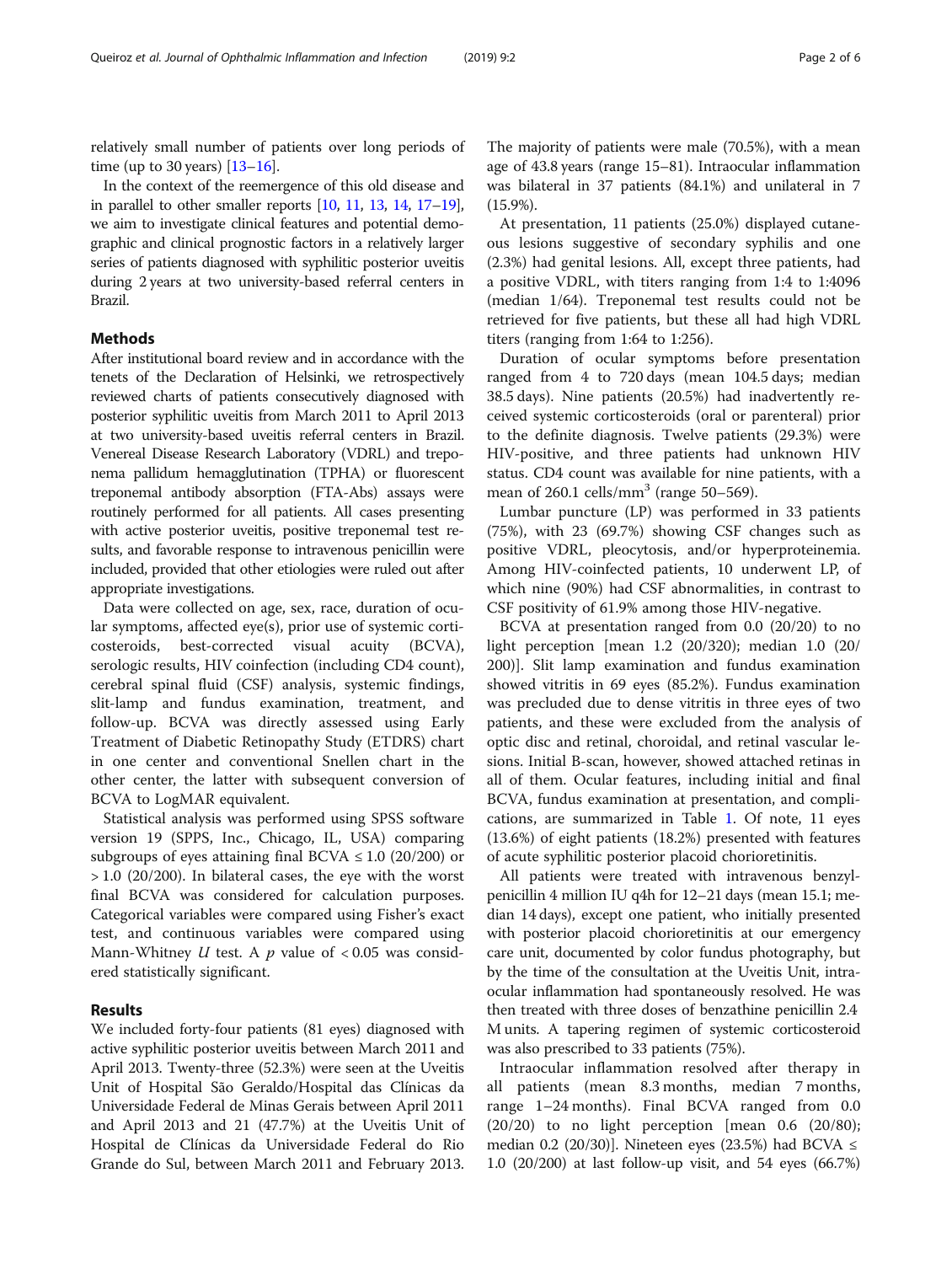relatively small number of patients over long periods of time (up to 30 years) [13–16].

In the context of the reemergence of this old disease and in parallel to other smaller reports [10, 11, 13, 14, 17–19], we aim to investigate clinical features and potential demographic and clinical prognostic factors in a relatively larger series of patients diagnosed with syphilitic posterior uveitis during 2 years at two university-based referral centers in Brazil.

## Methods

After institutional board review and in accordance with the tenets of the Declaration of Helsinki, we retrospectively reviewed charts of patients consecutively diagnosed with posterior syphilitic uveitis from March 2011 to April 2013 at two university-based uveitis referral centers in Brazil. Venereal Disease Research Laboratory (VDRL) and treponema pallidum hemagglutination (TPHA) or fluorescent treponemal antibody absorption (FTA-Abs) assays were routinely performed for all patients. All cases presenting with active posterior uveitis, positive treponemal test results, and favorable response to intravenous penicillin were included, provided that other etiologies were ruled out after appropriate investigations.

Data were collected on age, sex, race, duration of ocular symptoms, affected eye(s), prior use of systemic corticosteroids, best-corrected visual acuity (BCVA), serologic results, HIV coinfection (including CD4 count), cerebral spinal fluid (CSF) analysis, systemic findings, slit-lamp and fundus examination, treatment, and follow-up. BCVA was directly assessed using Early Treatment of Diabetic Retinopathy Study (ETDRS) chart in one center and conventional Snellen chart in the other center, the latter with subsequent conversion of BCVA to LogMAR equivalent.

Statistical analysis was performed using SPSS software version 19 (SPPS, Inc., Chicago, IL, USA) comparing subgroups of eyes attaining final BCVA ≤ 1.0 (20/200) or > 1.0 (20/200). In bilateral cases, the eye with the worst final BCVA was considered for calculation purposes. Categorical variables were compared using Fisher's exact test, and continuous variables were compared using Mann-Whitney $U$ test. A $p$ value of $< 0.05$ was considered statistically significant.

## Results

We included forty-four patients (81 eyes) diagnosed with active syphilitic posterior uveitis between March 2011 and April 2013. Twenty-three (52.3%) were seen at the Uveitis Unit of Hospital São Geraldo/Hospital das Clínicas da Universidade Federal de Minas Gerais between April 2011 and April 2013 and 21 (47.7%) at the Uveitis Unit of Hospital de Clínicas da Universidade Federal do Rio Grande do Sul, between March 2011 and February 2013. The majority of patients were male (70.5%), with a mean age of 43.8 years (range 15–81). Intraocular inflammation was bilateral in 37 patients (84.1%) and unilateral in 7 (15.9%).

At presentation, 11 patients (25.0%) displayed cutaneous lesions suggestive of secondary syphilis and one (2.3%) had genital lesions. All, except three patients, had a positive VDRL, with titers ranging from 1:4 to 1:4096 (median 1/64). Treponemal test results could not be retrieved for five patients, but these all had high VDRL titers (ranging from 1:64 to 1:256).

Duration of ocular symptoms before presentation ranged from 4 to 720 days (mean 104.5 days; median 38.5 days). Nine patients (20.5%) had inadvertently received systemic corticosteroids (oral or parenteral) prior to the definite diagnosis. Twelve patients (29.3%) were HIV-positive, and three patients had unknown HIV status. CD4 count was available for nine patients, with a mean of 260.1 cells/mm$^3$ (range 50–569).

Lumbar puncture (LP) was performed in 33 patients (75%), with 23 (69.7%) showing CSF changes such as positive VDRL, pleocytosis, and/or hyperproteinemia. Among HIV-coinfected patients, 10 underwent LP, of which nine (90%) had CSF abnormalities, in contrast to CSF positivity of 61.9% among those HIV-negative.

BCVA at presentation ranged from 0.0 (20/20) to no light perception [mean 1.2 (20/320); median 1.0 (20/200)]. Slit lamp examination and fundus examination showed vitritis in 69 eyes (85.2%). Fundus examination was precluded due to dense vitritis in three eyes of two patients, and these were excluded from the analysis of optic disc and retinal, choroidal, and retinal vascular lesions. Initial B-scan, however, showed attached retinas in all of them. Ocular features, including initial and final BCVA, fundus examination at presentation, and complications, are summarized in Table 1. Of note, 11 eyes (13.6%) of eight patients (18.2%) presented with features of acute syphilitic posterior placoid chorioretinitis.

All patients were treated with intravenous benzylpenicillin 4 million IU q4h for 12–21 days (mean 15.1; median 14 days), except one patient, who initially presented with posterior placoid chorioretinitis at our emergency care unit, documented by color fundus photography, but by the time of the consultation at the Uveitis Unit, intraocular inflammation had spontaneously resolved. He was then treated with three doses of benzathine penicillin 2.4 M units. A tapering regimen of systemic corticosteroid was also prescribed to 33 patients (75%).

Intraocular inflammation resolved after therapy in all patients (mean 8.3 months, median 7 months, range 1–24 months). Final BCVA ranged from 0.0 (20/20) to no light perception [mean 0.6 (20/80); median 0.2 (20/30)]. Nineteen eyes (23.5%) had BCVA ≤ 1.0 (20/200) at last follow-up visit, and 54 eyes (66.7%)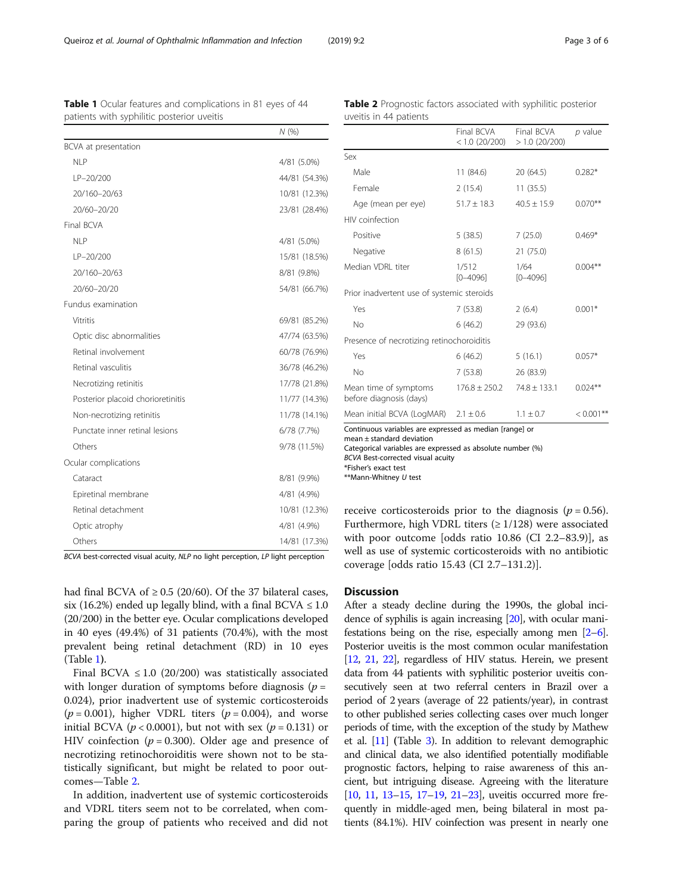**Table 1** Ocular features and complications in 81 eyes of 44 patients with syphilitic posterior uveitis

| | N (%) |
|---|---|
| BCVA at presentation | |
| NLP | 4/81 (5.0%) |
| LP–20/200 | 44/81 (54.3%) |
| 20/160–20/63 | 10/81 (12.3%) |
| 20/60–20/20 | 23/81 (28.4%) |
| Final BCVA | |
| NLP | 4/81 (5.0%) |
| LP–20/200 | 15/81 (18.5%) |
| 20/160–20/63 | 8/81 (9.8%) |
| 20/60–20/20 | 54/81 (66.7%) |
| Fundus examination | |
| Vitritis | 69/81 (85.2%) |
| Optic disc abnormalities | 47/74 (63.5%) |
| Retinal involvement | 60/78 (76.9%) |
| Retinal vasculitis | 36/78 (46.2%) |
| Necrotizing retinitis | 17/78 (21.8%) |
| Posterior placoid chorioretinitis | 11/77 (14.3%) |
| Non-necrotizing retinitis | 11/78 (14.1%) |
| Punctate inner retinal lesions | 6/78 (7.7%) |
| Others | 9/78 (11.5%) |
| Ocular complications | |
| Cataract | 8/81 (9.9%) |
| Epiretinal membrane | 4/81 (4.9%) |
| Retinal detachment | 10/81 (12.3%) |
| Optic atrophy | 4/81 (4.9%) |
| Others | 14/81 (17.3%) |

*BCVA* best-corrected visual acuity, *NLP* no light perception, *LP* light perception

had final BCVA of ≥ 0.5 (20/60). Of the 37 bilateral cases, six (16.2%) ended up legally blind, with a final BCVA ≤ 1.0 (20/200) in the better eye. Ocular complications developed in 40 eyes (49.4%) of 31 patients (70.4%), with the most prevalent being retinal detachment (RD) in 10 eyes (Table 1).

Final BCVA ≤ 1.0 (20/200) was statistically associated with longer duration of symptoms before diagnosis ($p = 0.024$), prior inadvertent use of systemic corticosteroids ($p = 0.001$), higher VDRL titers ($p = 0.004$), and worse initial BCVA ($p < 0.0001$), but not with sex ($p = 0.131$) or HIV coinfection ($p = 0.300$). Older age and presence of necrotizing retinochoroiditis were shown not to be statistically significant, but might be related to poor outcomes—Table 2.

In addition, inadvertent use of systemic corticosteroids and VDRL titers seem not to be correlated, when comparing the group of patients who received and did not receive corticosteroids prior to the diagnosis ($p = 0.56$). Furthermore, high VDRL titers (≥ 1/128) were associated with poor outcome [odds ratio 10.86 (CI 2.2–83.9)], as well as use of systemic corticosteroids with no antibiotic coverage [odds ratio 15.43 (CI 2.7–131.2)].

**Table 2** Prognostic factors associated with syphilitic posterior uveitis in 44 patients

| | Final BCVA < 1.0 (20/200) | Final BCVA > 1.0 (20/200) | p value |
|---|---|---|---|
| Sex | | | |
| Male | 11 (84.6) | 20 (64.5) | 0.282* |
| Female | 2 (15.4) | 11 (35.5) | |
| Age (mean per eye) | 51.7 ± 18.3 | 40.5 ± 15.9 | 0.070** |
| HIV coinfection | | | |
| Positive | 5 (38.5) | 7 (25.0) | 0.469* |
| Negative | 8 (61.5) | 21 (75.0) | |
| Median VDRL titer | 1/512 [0–4096] | 1/64 [0–4096] | 0.004** |
| Prior inadvertent use of systemic steroids | | | |
| Yes | 7 (53.8) | 2 (6.4) | 0.001* |
| No | 6 (46.2) | 29 (93.6) | |
| Presence of necrotizing retinochoroiditis | | | |
| Yes | 6 (46.2) | 5 (16.1) | 0.057* |
| No | 7 (53.8) | 26 (83.9) | |
| Mean time of symptoms before diagnosis (days) | 176.8 ± 250.2 | 74.8 ± 133.1 | 0.024** |
| Mean initial BCVA (LogMAR) | 2.1 ± 0.6 | 1.1 ± 0.7 | < 0.001** |

Continuous variables are expressed as median [range] or mean ± standard deviation
Categorical variables are expressed as absolute number (%)
*BCVA* Best-corrected visual acuity
*Fisher's exact test
**Mann-Whitney *U* test

## Discussion

After a steady decline during the 1990s, the global incidence of syphilis is again increasing [20], with ocular manifestations being on the rise, especially among men [2–6]. Posterior uveitis is the most common ocular manifestation [12, 21, 22], regardless of HIV status. Herein, we present data from 44 patients with syphilitic posterior uveitis consecutively seen at two referral centers in Brazil over a period of 2 years (average of 22 patients/year), in contrast to other published series collecting cases over much longer periods of time, with the exception of the study by Mathew et al. [11] (Table 3). In addition to relevant demographic and clinical data, we also identified potentially modifiable prognostic factors, helping to raise awareness of this ancient, but intriguing disease. Agreeing with the literature [10, 11, 13–15, 17–19, 21–23], uveitis occurred more frequently in middle-aged men, being bilateral in most patients (84.1%). HIV coinfection was present in nearly one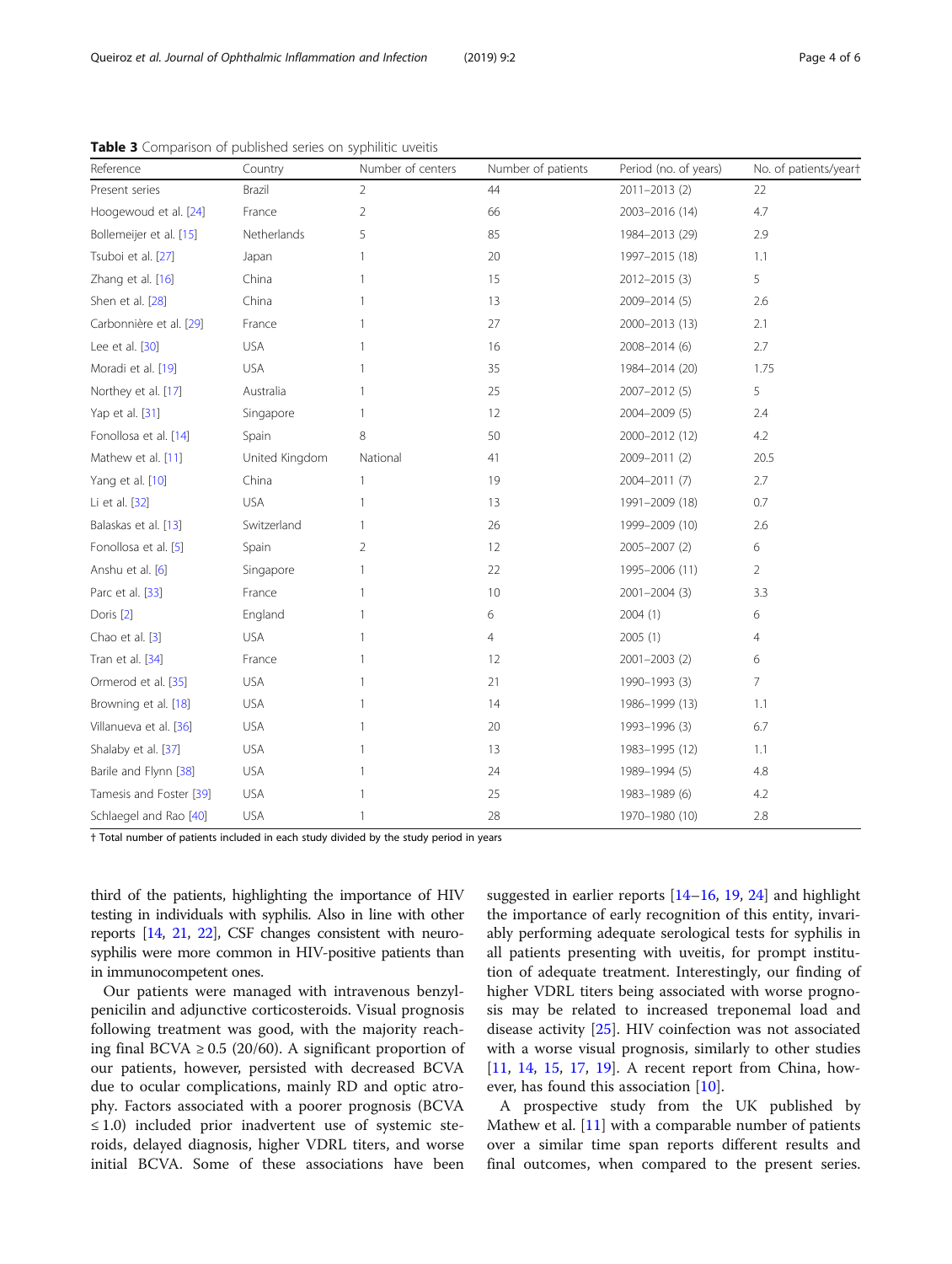**Table 3** Comparison of published series on syphilitic uveitis

| Reference | Country | Number of centers | Number of patients | Period (no. of years) | No. of patients/year† |
|---|---|---|---|---|---|
| Present series | Brazil | 2 | 44 | 2011–2013 (2) | 22 |
| Hoogewoud et al. [24] | France | 2 | 66 | 2003–2016 (14) | 4.7 |
| Bollemeijer et al. [15] | Netherlands | 5 | 85 | 1984–2013 (29) | 2.9 |
| Tsuboi et al. [27] | Japan | 1 | 20 | 1997–2015 (18) | 1.1 |
| Zhang et al. [16] | China | 1 | 15 | 2012–2015 (3) | 5 |
| Shen et al. [28] | China | 1 | 13 | 2009–2014 (5) | 2.6 |
| Carbonnière et al. [29] | France | 1 | 27 | 2000–2013 (13) | 2.1 |
| Lee et al. [30] | USA | 1 | 16 | 2008–2014 (6) | 2.7 |
| Moradi et al. [19] | USA | 1 | 35 | 1984–2014 (20) | 1.75 |
| Northey et al. [17] | Australia | 1 | 25 | 2007–2012 (5) | 5 |
| Yap et al. [31] | Singapore | 1 | 12 | 2004–2009 (5) | 2.4 |
| Fonollosa et al. [14] | Spain | 8 | 50 | 2000–2012 (12) | 4.2 |
| Mathew et al. [11] | United Kingdom | National | 41 | 2009–2011 (2) | 20.5 |
| Yang et al. [10] | China | 1 | 19 | 2004–2011 (7) | 2.7 |
| Li et al. [32] | USA | 1 | 13 | 1991–2009 (18) | 0.7 |
| Balaskas et al. [13] | Switzerland | 1 | 26 | 1999–2009 (10) | 2.6 |
| Fonollosa et al. [5] | Spain | 2 | 12 | 2005–2007 (2) | 6 |
| Anshu et al. [6] | Singapore | 1 | 22 | 1995–2006 (11) | 2 |
| Parc et al. [33] | France | 1 | 10 | 2001–2004 (3) | 3.3 |
| Doris [2] | England | 1 | 6 | 2004 (1) | 6 |
| Chao et al. [3] | USA | 1 | 4 | 2005 (1) | 4 |
| Tran et al. [34] | France | 1 | 12 | 2001–2003 (2) | 6 |
| Ormerod et al. [35] | USA | 1 | 21 | 1990–1993 (3) | 7 |
| Browning et al. [18] | USA | 1 | 14 | 1986–1999 (13) | 1.1 |
| Villanueva et al. [36] | USA | 1 | 20 | 1993–1996 (3) | 6.7 |
| Shalaby et al. [37] | USA | 1 | 13 | 1983–1995 (12) | 1.1 |
| Barile and Flynn [38] | USA | 1 | 24 | 1989–1994 (5) | 4.8 |
| Tamesis and Foster [39] | USA | 1 | 25 | 1983–1989 (6) | 4.2 |
| Schlaegel and Rao [40] | USA | 1 | 28 | 1970–1980 (10) | 2.8 |

† Total number of patients included in each study divided by the study period in years

third of the patients, highlighting the importance of HIV testing in individuals with syphilis. Also in line with other reports [14, 21, 22], CSF changes consistent with neurosyphilis were more common in HIV-positive patients than in immunocompetent ones.

Our patients were managed with intravenous benzylpenicilin and adjunctive corticosteroids. Visual prognosis following treatment was good, with the majority reaching final BCVA ≥ 0.5 (20/60). A significant proportion of our patients, however, persisted with decreased BCVA due to ocular complications, mainly RD and optic atrophy. Factors associated with a poorer prognosis (BCVA ≤ 1.0) included prior inadvertent use of systemic steroids, delayed diagnosis, higher VDRL titers, and worse initial BCVA. Some of these associations have been suggested in earlier reports [14–16, 19, 24] and highlight the importance of early recognition of this entity, invariably performing adequate serological tests for syphilis in all patients presenting with uveitis, for prompt institution of adequate treatment. Interestingly, our finding of higher VDRL titers being associated with worse prognosis may be related to increased treponemal load and disease activity [25]. HIV coinfection was not associated with a worse visual prognosis, similarly to other studies [11, 14, 15, 17, 19]. A recent report from China, however, has found this association [10].

A prospective study from the UK published by Mathew et al. [11] with a comparable number of patients over a similar time span reports different results and final outcomes, when compared to the present series.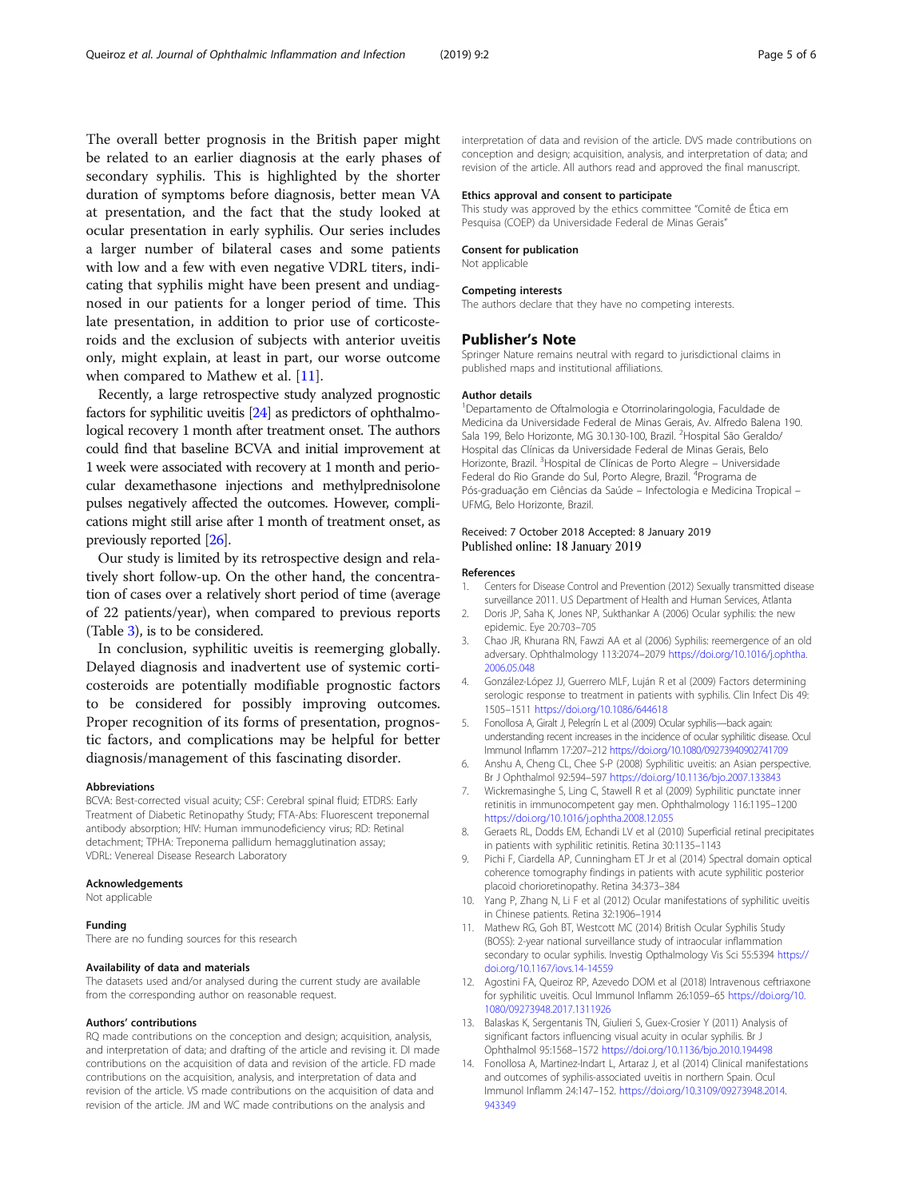The overall better prognosis in the British paper might be related to an earlier diagnosis at the early phases of secondary syphilis. This is highlighted by the shorter duration of symptoms before diagnosis, better mean VA at presentation, and the fact that the study looked at ocular presentation in early syphilis. Our series includes a larger number of bilateral cases and some patients with low and a few with even negative VDRL titers, indicating that syphilis might have been present and undiagnosed in our patients for a longer period of time. This late presentation, in addition to prior use of corticosteroids and the exclusion of subjects with anterior uveitis only, might explain, at least in part, our worse outcome when compared to Mathew et al. [11].

Recently, a large retrospective study analyzed prognostic factors for syphilitic uveitis [24] as predictors of ophthalmological recovery 1 month after treatment onset. The authors could find that baseline BCVA and initial improvement at 1 week were associated with recovery at 1 month and periocular dexamethasone injections and methylprednisolone pulses negatively affected the outcomes. However, complications might still arise after 1 month of treatment onset, as previously reported [26].

Our study is limited by its retrospective design and relatively short follow-up. On the other hand, the concentration of cases over a relatively short period of time (average of 22 patients/year), when compared to previous reports (Table 3), is to be considered.

In conclusion, syphilitic uveitis is reemerging globally. Delayed diagnosis and inadvertent use of systemic corticosteroids are potentially modifiable prognostic factors to be considered for possibly improving outcomes. Proper recognition of its forms of presentation, prognostic factors, and complications may be helpful for better diagnosis/management of this fascinating disorder.

### Abbreviations

BCVA: Best-corrected visual acuity; CSF: Cerebral spinal fluid; ETDRS: Early Treatment of Diabetic Retinopathy Study; FTA-Abs: Fluorescent treponemal antibody absorption; HIV: Human immunodeficiency virus; RD: Retinal detachment; TPHA: Treponema pallidum hemagglutination assay; VDRL: Venereal Disease Research Laboratory

### Acknowledgements

Not applicable

### Funding

There are no funding sources for this research

### Availability of data and materials

The datasets used and/or analysed during the current study are available from the corresponding author on reasonable request.

### Authors' contributions

RQ made contributions on the conception and design; acquisition, analysis, and interpretation of data; and drafting of the article and revising it. DI made contributions on the acquisition of data and revision of the article. FD made contributions on the acquisition, analysis, and interpretation of data and revision of the article. VS made contributions on the acquisition of data and revision of the article. JM and WC made contributions on the analysis and interpretation of data and revision of the article. DVS made contributions on conception and design; acquisition, analysis, and interpretation of data; and revision of the article. All authors read and approved the final manuscript.

### Ethics approval and consent to participate

This study was approved by the ethics committee "Comitê de Ética em Pesquisa (COEP) da Universidade Federal de Minas Gerais"

### Consent for publication

Not applicable

### Competing interests

The authors declare that they have no competing interests.

## Publisher's Note

Springer Nature remains neutral with regard to jurisdictional claims in published maps and institutional affiliations.

### Author details

[1]Departamento de Oftalmologia e Otorrinolaringologia, Faculdade de Medicina da Universidade Federal de Minas Gerais, Av. Alfredo Balena 190. Sala 199, Belo Horizonte, MG 30.130-100, Brazil. [2]Hospital São Geraldo/ Hospital das Clínicas da Universidade Federal de Minas Gerais, Belo Horizonte, Brazil. [3]Hospital de Clínicas de Porto Alegre – Universidade Federal do Rio Grande do Sul, Porto Alegre, Brazil. [4]Programa de Pós-graduação em Ciências da Saúde – Infectologia e Medicina Tropical – UFMG, Belo Horizonte, Brazil.

Received: 7 October 2018 Accepted: 8 January 2019
Published online: 18 January 2019

### References

1. Centers for Disease Control and Prevention (2012) Sexually transmitted disease surveillance 2011. U.S Department of Health and Human Services, Atlanta
2. Doris JP, Saha K, Jones NP, Sukthankar A (2006) Ocular syphilis: the new epidemic. Eye 20:703–705
3. Chao JR, Khurana RN, Fawzi AA et al (2006) Syphilis: reemergence of an old adversary. Ophthalmology 113:2074–2079 https://doi.org/10.1016/j.ophtha.2006.05.048
4. González-López JJ, Guerrero MLF, Luján R et al (2009) Factors determining serologic response to treatment in patients with syphilis. Clin Infect Dis 49: 1505–1511 https://doi.org/10.1086/644618
5. Fonollosa A, Giralt J, Pelegrín L et al (2009) Ocular syphilis—back again: understanding recent increases in the incidence of ocular syphilitic disease. Ocul Immunol Inflamm 17:207–212 https://doi.org/10.1080/09273940902741709
6. Anshu A, Cheng CL, Chee S-P (2008) Syphilitic uveitis: an Asian perspective. Br J Ophthalmol 92:594–597 https://doi.org/10.1136/bjo.2007.133843
7. Wickremasinghe S, Ling C, Stawell R et al (2009) Syphilitic punctate inner retinitis in immunocompetent gay men. Ophthalmology 116:1195–1200 https://doi.org/10.1016/j.ophtha.2008.12.055
8. Geraets RL, Dodds EM, Echandi LV et al (2010) Superficial retinal precipitates in patients with syphilitic retinitis. Retina 30:1135–1143
9. Pichi F, Ciardella AP, Cunningham ET Jr et al (2014) Spectral domain optical coherence tomography findings in patients with acute syphilitic posterior placoid chorioretinopathy. Retina 34:373–384
10. Yang P, Zhang N, Li F et al (2012) Ocular manifestations of syphilitic uveitis in Chinese patients. Retina 32:1906–1914
11. Mathew RG, Goh BT, Westcott MC (2014) British Ocular Syphilis Study (BOSS): 2-year national surveillance study of intraocular inflammation secondary to ocular syphilis. Investig Opthalmology Vis Sci 55:5394 https://doi.org/10.1167/iovs.14-14559
12. Agostini FA, Queiroz RP, Azevedo DOM et al (2018) Intravenous ceftriaxone for syphilitic uveitis. Ocul Immunol Inflamm 26:1059–65 https://doi.org/10.1080/09273948.2017.1311926
13. Balaskas K, Sergentanis TN, Giulieri S, Guex-Crosier Y (2011) Analysis of significant factors influencing visual acuity in ocular syphilis. Br J Ophthalmol 95:1568–1572 https://doi.org/10.1136/bjo.2010.194498
14. Fonollosa A, Martinez-Indart L, Artaraz J, et al (2014) Clinical manifestations and outcomes of syphilis-associated uveitis in northern Spain. Ocul Immunol Inflamm 24:147–152. https://doi.org/10.3109/09273948.2014.943349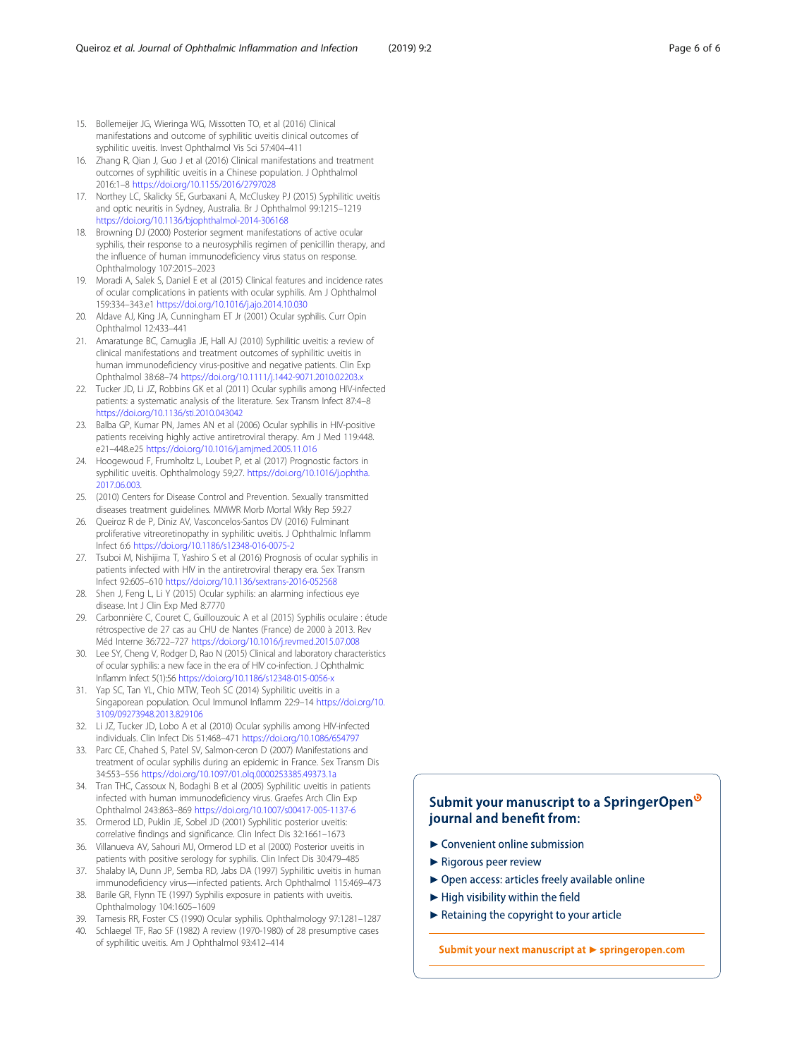15. Bollemeijer JG, Wieringa WG, Missotten TO, et al (2016) Clinical manifestations and outcome of syphilitic uveitis clinical outcomes of syphilitic uveitis. Invest Ophthalmol Vis Sci 57:404–411
16. Zhang R, Qian J, Guo J et al (2016) Clinical manifestations and treatment outcomes of syphilitic uveitis in a Chinese population. J Ophthalmol 2016:1–8 https://doi.org/10.1155/2016/2797028
17. Northey LC, Skalicky SE, Gurbaxani A, McCluskey PJ (2015) Syphilitic uveitis and optic neuritis in Sydney, Australia. Br J Ophthalmol 99:1215–1219 https://doi.org/10.1136/bjophthalmol-2014-306168
18. Browning DJ (2000) Posterior segment manifestations of active ocular syphilis, their response to a neurosyphilis regimen of penicillin therapy, and the influence of human immunodeficiency virus status on response. Ophthalmology 107:2015–2023
19. Moradi A, Salek S, Daniel E et al (2015) Clinical features and incidence rates of ocular complications in patients with ocular syphilis. Am J Ophthalmol 159:334–343.e1 https://doi.org/10.1016/j.ajo.2014.10.030
20. Aldave AJ, King JA, Cunningham ET Jr (2001) Ocular syphilis. Curr Opin Ophthalmol 12:433–441
21. Amaratunge BC, Camuglia JE, Hall AJ (2010) Syphilitic uveitis: a review of clinical manifestations and treatment outcomes of syphilitic uveitis in human immunodeficiency virus-positive and negative patients. Clin Exp Ophthalmol 38:68–74 https://doi.org/10.1111/j.1442-9071.2010.02203.x
22. Tucker JD, Li JZ, Robbins GK et al (2011) Ocular syphilis among HIV-infected patients: a systematic analysis of the literature. Sex Transm Infect 87:4–8 https://doi.org/10.1136/sti.2010.043042
23. Balba GP, Kumar PN, James AN et al (2006) Ocular syphilis in HIV-positive patients receiving highly active antiretroviral therapy. Am J Med 119:448. e21–448.e25 https://doi.org/10.1016/j.amjmed.2005.11.016
24. Hoogewoud F, Frumholtz L, Loubet P, et al (2017) Prognostic factors in syphilitic uveitis. Ophthalmology 59;27. https://doi.org/10.1016/j.ophtha.2017.06.003.
25. (2010) Centers for Disease Control and Prevention. Sexually transmitted diseases treatment guidelines. MMWR Morb Mortal Wkly Rep 59:27
26. Queiroz R de P, Diniz AV, Vasconcelos-Santos DV (2016) Fulminant proliferative vitreoretinopathy in syphilitic uveitis. J Ophthalmic Inflamm Infect 6:6 https://doi.org/10.1186/s12348-016-0075-2
27. Tsuboi M, Nishijima T, Yashiro S et al (2016) Prognosis of ocular syphilis in patients infected with HIV in the antiretroviral therapy era. Sex Transm Infect 92:605–610 https://doi.org/10.1136/sextrans-2016-052568
28. Shen J, Feng L, Li Y (2015) Ocular syphilis: an alarming infectious eye disease. Int J Clin Exp Med 8:7770
29. Carbonnière C, Couret C, Guillouzouic A et al (2015) Syphilis oculaire : étude rétrospective de 27 cas au CHU de Nantes (France) de 2000 à 2013. Rev Méd Interne 36:722–727 https://doi.org/10.1016/j.revmed.2015.07.008
30. Lee SY, Cheng V, Rodger D, Rao N (2015) Clinical and laboratory characteristics of ocular syphilis: a new face in the era of HIV co-infection. J Ophthalmic Inflamm Infect 5(1):56 https://doi.org/10.1186/s12348-015-0056-x
31. Yap SC, Tan YL, Chio MTW, Teoh SC (2014) Syphilitic uveitis in a Singaporean population. Ocul Immunol Inflamm 22:9–14 https://doi.org/10.3109/09273948.2013.829106
32. Li JZ, Tucker JD, Lobo A et al (2010) Ocular syphilis among HIV-infected individuals. Clin Infect Dis 51:468–471 https://doi.org/10.1086/654797
33. Parc CE, Chahed S, Patel SV, Salmon-ceron D (2007) Manifestations and treatment of ocular syphilis during an epidemic in France. Sex Transm Dis 34:553–556 https://doi.org/10.1097/01.olq.0000253385.49373.1a
34. Tran THC, Cassoux N, Bodaghi B et al (2005) Syphilitic uveitis in patients infected with human immunodeficiency virus. Graefes Arch Clin Exp Ophthalmol 243:863–869 https://doi.org/10.1007/s00417-005-1137-6
35. Ormerod LD, Puklin JE, Sobel JD (2001) Syphilitic posterior uveitis: correlative findings and significance. Clin Infect Dis 32:1661–1673
36. Villanueva AV, Sahouri MJ, Ormerod LD et al (2000) Posterior uveitis in patients with positive serology for syphilis. Clin Infect Dis 30:479–485
37. Shalaby IA, Dunn JP, Semba RD, Jabs DA (1997) Syphilitic uveitis in human immunodeficiency virus—infected patients. Arch Ophthalmol 115:469–473
38. Barile GR, Flynn TE (1997) Syphilis exposure in patients with uveitis. Ophthalmology 104:1605–1609
39. Tamesis RR, Foster CS (1990) Ocular syphilis. Ophthalmology 97:1281–1287
40. Schlaegel TF, Rao SF (1982) A review (1970-1980) of 28 presumptive cases of syphilitic uveitis. Am J Ophthalmol 93:412–414